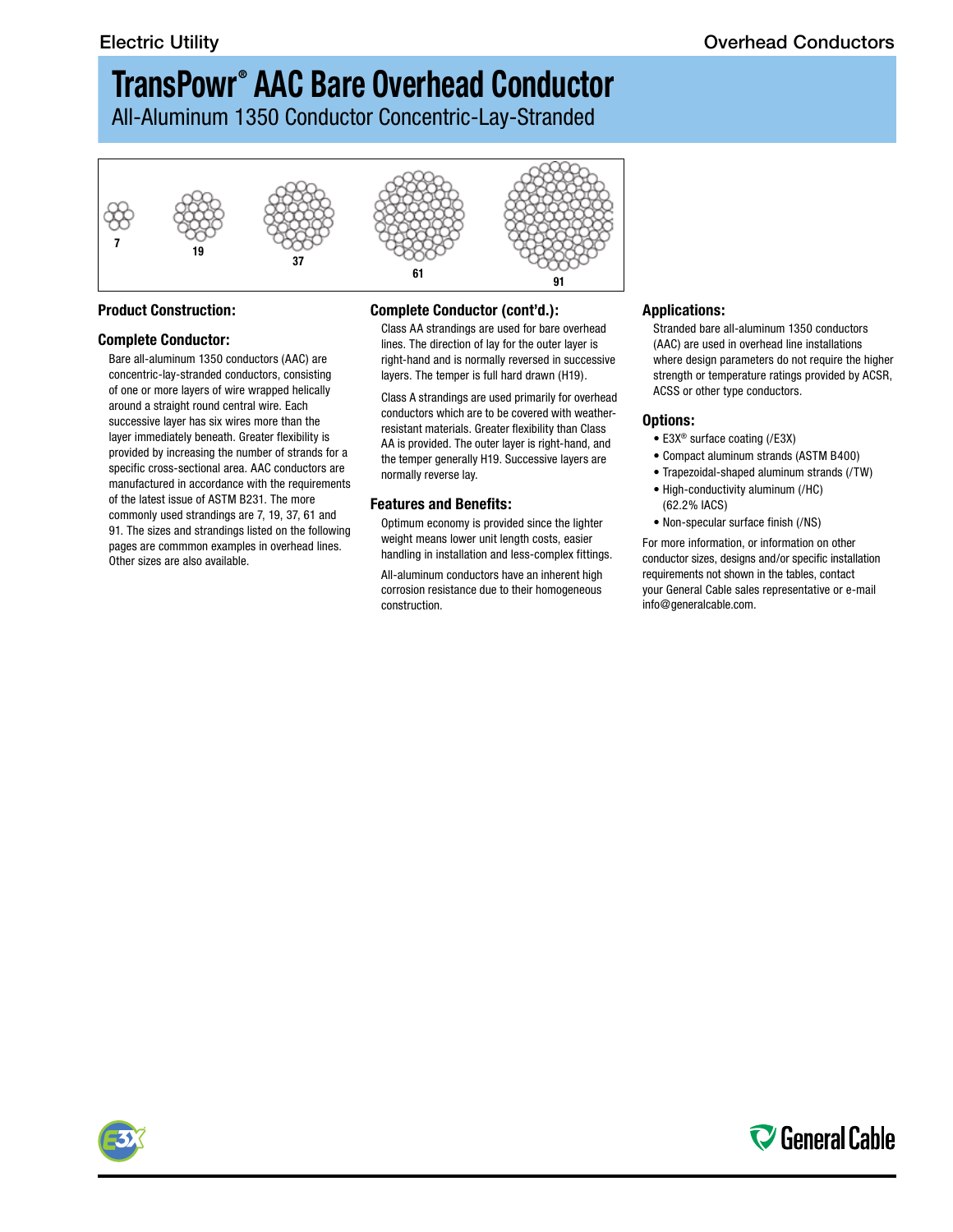# TransPowr® AAC Bare Overhead Conductor

All-Aluminum 1350 Conductor Concentric-Lay-Stranded

7 19 37 61 91

## Product Construction:

### Complete Conductor:

Bare all-aluminum 1350 conductors (AAC) are concentric-lay-stranded conductors, consisting of one or more layers of wire wrapped helically around a straight round central wire. Each successive layer has six wires more than the layer immediately beneath. Greater flexibility is provided by increasing the number of strands for a specific cross-sectional area. AAC conductors are manufactured in accordance with the requirements of the latest issue of ASTM B231. The more commonly used strandings are 7, 19, 37, 61 and 91. The sizes and strandings listed on the following pages are commmon examples in overhead lines. Other sizes are also available.

### Complete Conductor (cont'd.):

Class AA strandings are used for bare overhead lines. The direction of lay for the outer layer is right-hand and is normally reversed in successive layers. The temper is full hard drawn (H19).

Class A strandings are used primarily for overhead conductors which are to be covered with weather-resistant materials. Greater flexibility than Class AA is provided. The outer layer is right-hand, and the temper generally H19. Successive layers are normally reverse lay.

## Features and Benefits:

Optimum economy is provided since the lighter weight means lower unit length costs, easier handling in installation and less-complex fittings.

All-aluminum conductors have an inherent high corrosion resistance due to their homogeneous construction.

## Applications:

Stranded bare all-aluminum 1350 conductors (AAC) are used in overhead line installations where design parameters do not require the higher strength or temperature ratings provided by ACSR, ACSS or other type conductors.

## Options:

- E3X® surface coating (/E3X)
- Compact aluminum strands (ASTM B400)
- Trapezoidal-shaped aluminum strands (/TW)
- High-conductivity aluminum (/HC) (62.2% IACS)
- Non-specular surface finish (/NS)

For more information, or information on other conductor sizes, designs and/or specific installation requirements not shown in the tables, contact your General Cable sales representative or e-mail info@generalcable.com.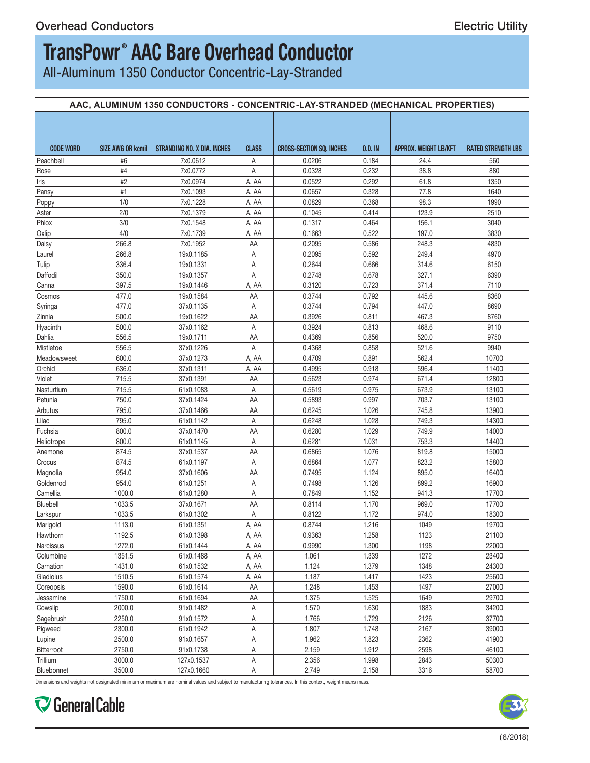# TransPowr® AAC Bare Overhead Conductor

All-Aluminum 1350 Conductor Concentric-Lay-Stranded

| AAC, ALUMINUM 1350 CONDUCTORS - CONCENTRIC-LAY-STRANDED (MECHANICAL PROPERTIES) | | | | | | | |
|---|---|---|---|---|---|---|---|
| CODE WORD | SIZE AWG OR kcmil | STRANDING NO. X DIA. INCHES | CLASS | CROSS-SECTION SQ. INCHES | O.D. IN | APPROX. WEIGHT LB/KFT | RATED STRENGTH LBS |
| Peachbell | #6 | 7x0.0612 | A | 0.0206 | 0.184 | 24.4 | 560 |
| Rose | #4 | 7x0.0772 | A | 0.0328 | 0.232 | 38.8 | 880 |
| Iris | #2 | 7x0.0974 | A, AA | 0.0522 | 0.292 | 61.8 | 1350 |
| Pansy | #1 | 7x0.1093 | A, AA | 0.0657 | 0.328 | 77.8 | 1640 |
| Poppy | 1/0 | 7x0.1228 | A, AA | 0.0829 | 0.368 | 98.3 | 1990 |
| Aster | 2/0 | 7x0.1379 | A, AA | 0.1045 | 0.414 | 123.9 | 2510 |
| Phlox | 3/0 | 7x0.1548 | A, AA | 0.1317 | 0.464 | 156.1 | 3040 |
| Oxlip | 4/0 | 7x0.1739 | A, AA | 0.1663 | 0.522 | 197.0 | 3830 |
| Daisy | 266.8 | 7x0.1952 | AA | 0.2095 | 0.586 | 248.3 | 4830 |
| Laurel | 266.8 | 19x0.1185 | A | 0.2095 | 0.592 | 249.4 | 4970 |
| Tulip | 336.4 | 19x0.1331 | A | 0.2644 | 0.666 | 314.6 | 6150 |
| Daffodil | 350.0 | 19x0.1357 | A | 0.2748 | 0.678 | 327.1 | 6390 |
| Canna | 397.5 | 19x0.1446 | A, AA | 0.3120 | 0.723 | 371.4 | 7110 |
| Cosmos | 477.0 | 19x0.1584 | AA | 0.3744 | 0.792 | 445.6 | 8360 |
| Syringa | 477.0 | 37x0.1135 | A | 0.3744 | 0.794 | 447.0 | 8690 |
| Zinnia | 500.0 | 19x0.1622 | AA | 0.3926 | 0.811 | 467.3 | 8760 |
| Hyacinth | 500.0 | 37x0.1162 | A | 0.3924 | 0.813 | 468.6 | 9110 |
| Dahlia | 556.5 | 19x0.1711 | AA | 0.4369 | 0.856 | 520.0 | 9750 |
| Mistletoe | 556.5 | 37x0.1226 | A | 0.4368 | 0.858 | 521.6 | 9940 |
| Meadowsweet | 600.0 | 37x0.1273 | A, AA | 0.4709 | 0.891 | 562.4 | 10700 |
| Orchid | 636.0 | 37x0.1311 | A, AA | 0.4995 | 0.918 | 596.4 | 11400 |
| Violet | 715.5 | 37x0.1391 | AA | 0.5623 | 0.974 | 671.4 | 12800 |
| Nasturtium | 715.5 | 61x0.1083 | A | 0.5619 | 0.975 | 673.9 | 13100 |
| Petunia | 750.0 | 37x0.1424 | AA | 0.5893 | 0.997 | 703.7 | 13100 |
| Arbutus | 795.0 | 37x0.1466 | AA | 0.6245 | 1.026 | 745.8 | 13900 |
| Lilac | 795.0 | 61x0.1142 | A | 0.6248 | 1.028 | 749.3 | 14300 |
| Fuchsia | 800.0 | 37x0.1470 | AA | 0.6280 | 1.029 | 749.9 | 14000 |
| Heliotrope | 800.0 | 61x0.1145 | A | 0.6281 | 1.031 | 753.3 | 14400 |
| Anemone | 874.5 | 37x0.1537 | AA | 0.6865 | 1.076 | 819.8 | 15000 |
| Crocus | 874.5 | 61x0.1197 | A | 0.6864 | 1.077 | 823.2 | 15800 |
| Magnolia | 954.0 | 37x0.1606 | AA | 0.7495 | 1.124 | 895.0 | 16400 |
| Goldenrod | 954.0 | 61x0.1251 | A | 0.7498 | 1.126 | 899.2 | 16900 |
| Camellia | 1000.0 | 61x0.1280 | A | 0.7849 | 1.152 | 941.3 | 17700 |
| Bluebell | 1033.5 | 37x0.1671 | AA | 0.8114 | 1.170 | 969.0 | 17700 |
| Larkspur | 1033.5 | 61x0.1302 | A | 0.8122 | 1.172 | 974.0 | 18300 |
| Marigold | 1113.0 | 61x0.1351 | A, AA | 0.8744 | 1.216 | 1049 | 19700 |
| Hawthorn | 1192.5 | 61x0.1398 | A, AA | 0.9363 | 1.258 | 1123 | 21100 |
| Narcissus | 1272.0 | 61x0.1444 | A, AA | 0.9990 | 1.300 | 1198 | 22000 |
| Columbine | 1351.5 | 61x0.1488 | A, AA | 1.061 | 1.339 | 1272 | 23400 |
| Carnation | 1431.0 | 61x0.1532 | A, AA | 1.124 | 1.379 | 1348 | 24300 |
| Gladiolus | 1510.5 | 61x0.1574 | A, AA | 1.187 | 1.417 | 1423 | 25600 |
| Coreopsis | 1590.0 | 61x0.1614 | AA | 1.248 | 1.453 | 1497 | 27000 |
| Jessamine | 1750.0 | 61x0.1694 | AA | 1.375 | 1.525 | 1649 | 29700 |
| Cowslip | 2000.0 | 91x0.1482 | A | 1.570 | 1.630 | 1883 | 34200 |
| Sagebrush | 2250.0 | 91x0.1572 | A | 1.766 | 1.729 | 2126 | 37700 |
| Pigweed | 2300.0 | 61x0.1942 | A | 1.807 | 1.748 | 2167 | 39000 |
| Lupine | 2500.0 | 91x0.1657 | A | 1.962 | 1.823 | 2362 | 41900 |
| Bitterroot | 2750.0 | 91x0.1738 | A | 2.159 | 1.912 | 2598 | 46100 |
| Trillium | 3000.0 | 127x0.1537 | A | 2.356 | 1.998 | 2843 | 50300 |
| Bluebonnet | 3500.0 | 127x0.1660 | A | 2.749 | 2.158 | 3316 | 58700 |

Dimensions and weights not designated minimum or maximum are nominal values and subject to manufacturing tolerances. In this context, weight means mass.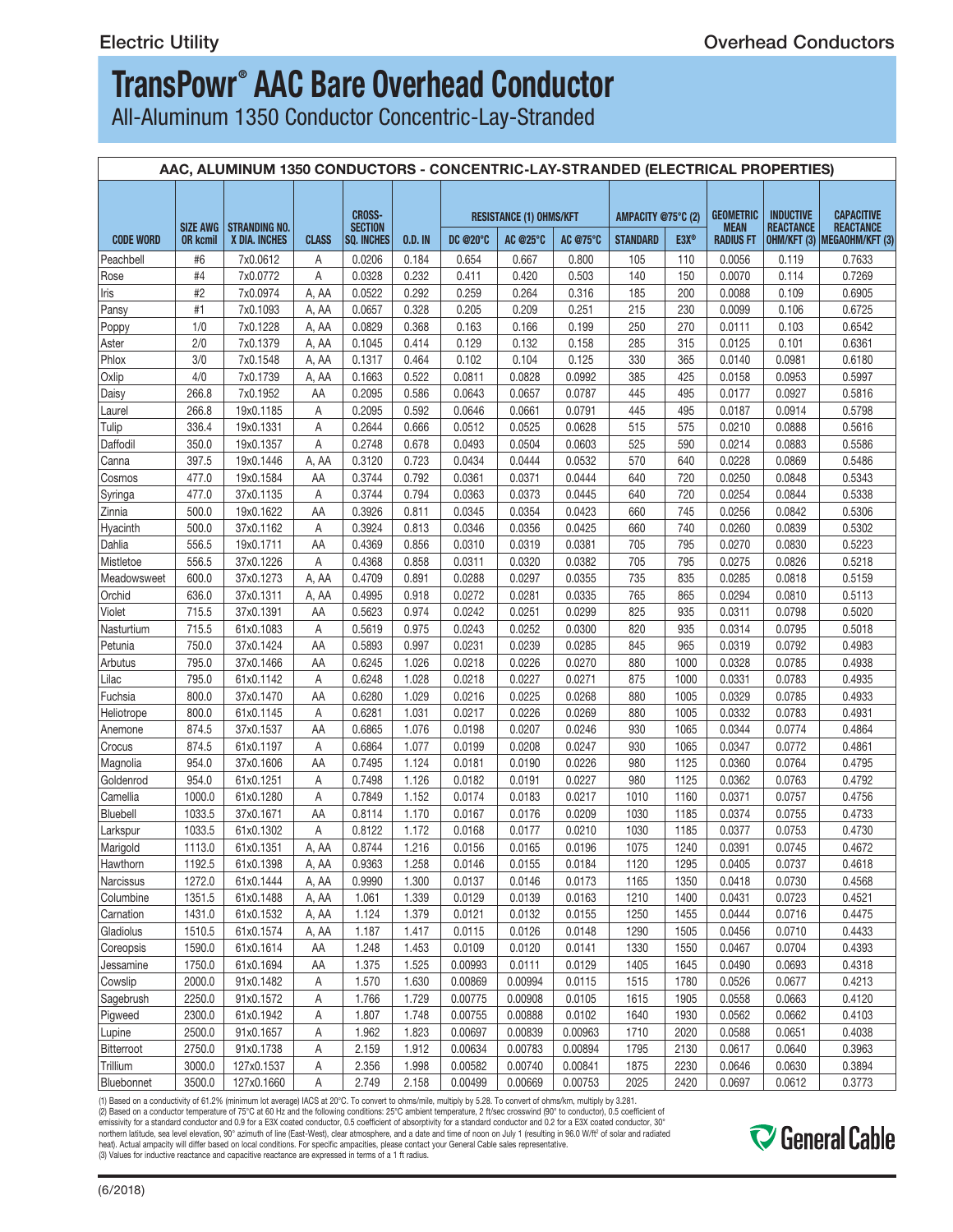Electric Utility

Overhead Conductors

# TransPowr® AAC Bare Overhead Conductor

All-Aluminum 1350 Conductor Concentric-Lay-Stranded

## AAC, ALUMINUM 1350 CONDUCTORS - CONCENTRIC-LAY-STRANDED (ELECTRICAL PROPERTIES)

| CODE WORD | SIZE AWG OR kcmil | STRANDING NO. X DIA. INCHES | CLASS | CROSS-SECTION SQ. INCHES | O.D. IN | RESISTANCE (1) OHMS/KFT | | | AMPACITY @75°C (2) | | GEOMETRIC MEAN RADIUS FT | INDUCTIVE REACTANCE OHM/KFT (3) | CAPACITIVE REACTANCE MEGAOHM/KFT (3) |
|---|---|---|---|---|---|---|---|---|---|---|---|---|---|
| | | | | | | DC @20°C | AC @25°C | AC @75°C | STANDARD | E3X® | | | |
| Peachbell | #6 | 7x0.0612 | A | 0.0206 | 0.184 | 0.654 | 0.667 | 0.800 | 105 | 110 | 0.0056 | 0.119 | 0.7633 |
| Rose | #4 | 7x0.0772 | A | 0.0328 | 0.232 | 0.411 | 0.420 | 0.503 | 140 | 150 | 0.0070 | 0.114 | 0.7269 |
| Iris | #2 | 7x0.0974 | A, AA | 0.0522 | 0.292 | 0.259 | 0.264 | 0.316 | 185 | 200 | 0.0088 | 0.109 | 0.6905 |
| Pansy | #1 | 7x0.1093 | A, AA | 0.0657 | 0.328 | 0.205 | 0.209 | 0.251 | 215 | 230 | 0.0099 | 0.106 | 0.6725 |
| Poppy | 1/0 | 7x0.1228 | A, AA | 0.0829 | 0.368 | 0.163 | 0.166 | 0.199 | 250 | 270 | 0.0111 | 0.103 | 0.6542 |
| Aster | 2/0 | 7x0.1379 | A, AA | 0.1045 | 0.414 | 0.129 | 0.132 | 0.158 | 285 | 315 | 0.0125 | 0.101 | 0.6361 |
| Phlox | 3/0 | 7x0.1548 | A, AA | 0.1317 | 0.464 | 0.102 | 0.104 | 0.125 | 330 | 365 | 0.0140 | 0.0981 | 0.6180 |
| Oxlip | 4/0 | 7x0.1739 | A, AA | 0.1663 | 0.522 | 0.0811 | 0.0828 | 0.0992 | 385 | 425 | 0.0158 | 0.0953 | 0.5997 |
| Daisy | 266.8 | 7x0.1952 | AA | 0.2095 | 0.586 | 0.0643 | 0.0657 | 0.0787 | 445 | 495 | 0.0177 | 0.0927 | 0.5816 |
| Laurel | 266.8 | 19x0.1185 | A | 0.2095 | 0.592 | 0.0646 | 0.0661 | 0.0791 | 445 | 495 | 0.0187 | 0.0914 | 0.5798 |
| Tulip | 336.4 | 19x0.1331 | A | 0.2644 | 0.666 | 0.0512 | 0.0525 | 0.0628 | 515 | 575 | 0.0210 | 0.0888 | 0.5616 |
| Daffodil | 350.0 | 19x0.1357 | A | 0.2748 | 0.678 | 0.0493 | 0.0504 | 0.0603 | 525 | 590 | 0.0214 | 0.0883 | 0.5586 |
| Canna | 397.5 | 19x0.1446 | A, AA | 0.3120 | 0.723 | 0.0434 | 0.0444 | 0.0532 | 570 | 640 | 0.0228 | 0.0869 | 0.5486 |
| Cosmos | 477.0 | 19x0.1584 | AA | 0.3744 | 0.792 | 0.0361 | 0.0371 | 0.0444 | 640 | 720 | 0.0250 | 0.0848 | 0.5343 |
| Syringa | 477.0 | 37x0.1135 | A | 0.3744 | 0.794 | 0.0363 | 0.0373 | 0.0445 | 640 | 720 | 0.0254 | 0.0844 | 0.5338 |
| Zinnia | 500.0 | 19x0.1622 | AA | 0.3926 | 0.811 | 0.0345 | 0.0354 | 0.0423 | 660 | 745 | 0.0256 | 0.0842 | 0.5306 |
| Hyacinth | 500.0 | 37x0.1162 | A | 0.3924 | 0.813 | 0.0346 | 0.0356 | 0.0425 | 660 | 740 | 0.0260 | 0.0839 | 0.5302 |
| Dahlia | 556.5 | 19x0.1711 | AA | 0.4369 | 0.856 | 0.0310 | 0.0319 | 0.0381 | 705 | 795 | 0.0270 | 0.0830 | 0.5223 |
| Mistletoe | 556.5 | 37x0.1226 | A | 0.4368 | 0.858 | 0.0311 | 0.0320 | 0.0382 | 705 | 795 | 0.0275 | 0.0826 | 0.5218 |
| Meadowsweet | 600.0 | 37x0.1273 | A, AA | 0.4709 | 0.891 | 0.0288 | 0.0297 | 0.0355 | 735 | 835 | 0.0285 | 0.0818 | 0.5159 |
| Orchid | 636.0 | 37x0.1311 | A, AA | 0.4995 | 0.918 | 0.0272 | 0.0281 | 0.0335 | 765 | 865 | 0.0294 | 0.0810 | 0.5113 |
| Violet | 715.5 | 37x0.1391 | AA | 0.5623 | 0.974 | 0.0242 | 0.0251 | 0.0299 | 825 | 935 | 0.0311 | 0.0798 | 0.5020 |
| Nasturtium | 715.5 | 61x0.1083 | A | 0.5619 | 0.975 | 0.0243 | 0.0252 | 0.0300 | 820 | 935 | 0.0314 | 0.0795 | 0.5018 |
| Petunia | 750.0 | 37x0.1424 | AA | 0.5893 | 0.997 | 0.0231 | 0.0239 | 0.0285 | 845 | 965 | 0.0319 | 0.0792 | 0.4983 |
| Arbutus | 795.0 | 37x0.1466 | AA | 0.6245 | 1.026 | 0.0218 | 0.0226 | 0.0270 | 880 | 1000 | 0.0328 | 0.0785 | 0.4938 |
| Lilac | 795.0 | 61x0.1142 | A | 0.6248 | 1.028 | 0.0218 | 0.0227 | 0.0271 | 875 | 1000 | 0.0331 | 0.0783 | 0.4935 |
| Fuchsia | 800.0 | 37x0.1470 | AA | 0.6280 | 1.029 | 0.0216 | 0.0225 | 0.0268 | 880 | 1005 | 0.0329 | 0.0785 | 0.4933 |
| Heliotrope | 800.0 | 61x0.1145 | A | 0.6281 | 1.031 | 0.0217 | 0.0226 | 0.0269 | 880 | 1005 | 0.0332 | 0.0783 | 0.4931 |
| Anemone | 874.5 | 37x0.1537 | AA | 0.6865 | 1.076 | 0.0198 | 0.0207 | 0.0246 | 930 | 1065 | 0.0344 | 0.0774 | 0.4864 |
| Crocus | 874.5 | 61x0.1197 | A | 0.6864 | 1.077 | 0.0199 | 0.0208 | 0.0247 | 930 | 1065 | 0.0347 | 0.0772 | 0.4861 |
| Magnolia | 954.0 | 37x0.1606 | AA | 0.7495 | 1.124 | 0.0181 | 0.0190 | 0.0226 | 980 | 1125 | 0.0360 | 0.0764 | 0.4795 |
| Goldenrod | 954.0 | 61x0.1251 | A | 0.7498 | 1.126 | 0.0182 | 0.0191 | 0.0227 | 980 | 1125 | 0.0362 | 0.0763 | 0.4792 |
| Camellia | 1000.0 | 61x0.1280 | A | 0.7849 | 1.152 | 0.0174 | 0.0183 | 0.0217 | 1010 | 1160 | 0.0371 | 0.0757 | 0.4756 |
| Bluebell | 1033.5 | 37x0.1671 | AA | 0.8114 | 1.170 | 0.0167 | 0.0176 | 0.0209 | 1030 | 1185 | 0.0374 | 0.0755 | 0.4733 |
| Larkspur | 1033.5 | 61x0.1302 | A | 0.8122 | 1.172 | 0.0168 | 0.0177 | 0.0210 | 1030 | 1185 | 0.0377 | 0.0753 | 0.4730 |
| Marigold | 1113.0 | 61x0.1351 | A, AA | 0.8744 | 1.216 | 0.0156 | 0.0165 | 0.0196 | 1075 | 1240 | 0.0391 | 0.0745 | 0.4672 |
| Hawthorn | 1192.5 | 61x0.1398 | A, AA | 0.9363 | 1.258 | 0.0146 | 0.0155 | 0.0184 | 1120 | 1295 | 0.0405 | 0.0737 | 0.4618 |
| Narcissus | 1272.0 | 61x0.1444 | A, AA | 0.9990 | 1.300 | 0.0137 | 0.0146 | 0.0173 | 1165 | 1350 | 0.0418 | 0.0730 | 0.4568 |
| Columbine | 1351.5 | 61x0.1488 | A, AA | 1.061 | 1.339 | 0.0129 | 0.0139 | 0.0163 | 1210 | 1400 | 0.0431 | 0.0723 | 0.4521 |
| Carnation | 1431.0 | 61x0.1532 | A, AA | 1.124 | 1.379 | 0.0121 | 0.0132 | 0.0155 | 1250 | 1455 | 0.0444 | 0.0716 | 0.4475 |
| Gladiolus | 1510.5 | 61x0.1574 | A, AA | 1.187 | 1.417 | 0.0115 | 0.0126 | 0.0148 | 1290 | 1505 | 0.0456 | 0.0710 | 0.4433 |
| Coreopsis | 1590.0 | 61x0.1614 | AA | 1.248 | 1.453 | 0.0109 | 0.0120 | 0.0141 | 1330 | 1550 | 0.0467 | 0.0704 | 0.4393 |
| Jessamine | 1750.0 | 61x0.1694 | AA | 1.375 | 1.525 | 0.00993 | 0.0111 | 0.0129 | 1405 | 1645 | 0.0490 | 0.0693 | 0.4318 |
| Cowslip | 2000.0 | 91x0.1482 | A | 1.570 | 1.630 | 0.00869 | 0.00994 | 0.0115 | 1515 | 1780 | 0.0526 | 0.0677 | 0.4213 |
| Sagebrush | 2250.0 | 91x0.1572 | A | 1.766 | 1.729 | 0.00775 | 0.00908 | 0.0105 | 1615 | 1905 | 0.0558 | 0.0663 | 0.4120 |
| Pigweed | 2300.0 | 61x0.1942 | A | 1.807 | 1.748 | 0.00755 | 0.00888 | 0.0102 | 1640 | 1930 | 0.0562 | 0.0662 | 0.4103 |
| Lupine | 2500.0 | 91x0.1657 | A | 1.962 | 1.823 | 0.00697 | 0.00839 | 0.00963 | 1710 | 2020 | 0.0588 | 0.0651 | 0.4038 |
| Bitterroot | 2750.0 | 91x0.1738 | A | 2.159 | 1.912 | 0.00634 | 0.00783 | 0.00894 | 1795 | 2130 | 0.0617 | 0.0640 | 0.3963 |
| Trillium | 3000.0 | 127x0.1537 | A | 2.356 | 1.998 | 0.00582 | 0.00740 | 0.00841 | 1875 | 2230 | 0.0646 | 0.0630 | 0.3894 |
| Bluebonnet | 3500.0 | 127x0.1660 | A | 2.749 | 2.158 | 0.00499 | 0.00669 | 0.00753 | 2025 | 2420 | 0.0697 | 0.0612 | 0.3773 |

(1) Based on a conductivity of 61.2% (minimum lot average) IACS at 20°C. To convert to ohms/mile, multiply by 5.28. To convert of ohms/km, multiply by 3.281.
(2) Based on a conductor temperature of 75°C at 60 Hz and the following conditions: 25°C ambient temperature, 2 ft/sec crosswind (90° to conductor), 0.5 coefficient of emissivity for a standard conductor and 0.9 for a E3X coated conductor, 0.5 coefficient of absorptivity for a standard conductor and 0.2 for a E3X coated conductor, 30° northern latitude, sea level elevation, 90° azimuth of line (East-West), clear atmosphere, and a date and time of noon on July 1 (resulting in 96.0 W/ft² of solar and radiated heat). Actual ampacity will differ based on local conditions. For specific ampacities, please contact your General Cable sales representative.
(3) Values for inductive reactance and capacitive reactance are expressed in terms of a 1 ft radius.

General Cable

(6/2018)